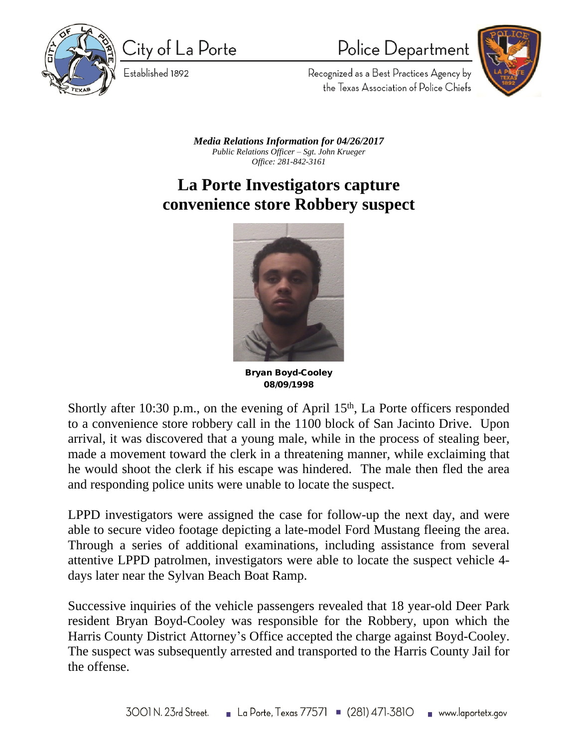City of La Porte

Established 1892

Police Department

Recognized as a Best Practices Agency by the Texas Association of Police Chiefs

***Media Relations Information for 04/26/2017***
*Public Relations Officer – Sgt. John Krueger*
*Office: 281-842-3161*

# La Porte Investigators capture convenience store Robbery suspect

**Bryan Boyd-Cooley**
**08/09/1998**

Shortly after 10:30 p.m., on the evening of April 15th, La Porte officers responded to a convenience store robbery call in the 1100 block of San Jacinto Drive. Upon arrival, it was discovered that a young male, while in the process of stealing beer, made a movement toward the clerk in a threatening manner, while exclaiming that he would shoot the clerk if his escape was hindered. The male then fled the area and responding police units were unable to locate the suspect.

LPPD investigators were assigned the case for follow-up the next day, and were able to secure video footage depicting a late-model Ford Mustang fleeing the area. Through a series of additional examinations, including assistance from several attentive LPPD patrolmen, investigators were able to locate the suspect vehicle 4-days later near the Sylvan Beach Boat Ramp.

Successive inquiries of the vehicle passengers revealed that 18 year-old Deer Park resident Bryan Boyd-Cooley was responsible for the Robbery, upon which the Harris County District Attorney's Office accepted the charge against Boyd-Cooley. The suspect was subsequently arrested and transported to the Harris County Jail for the offense.

3001 N. 23rd Street. ▪ La Porte, Texas 77571 ▪ (281) 471-3810 ▪ www.laportetx.gov